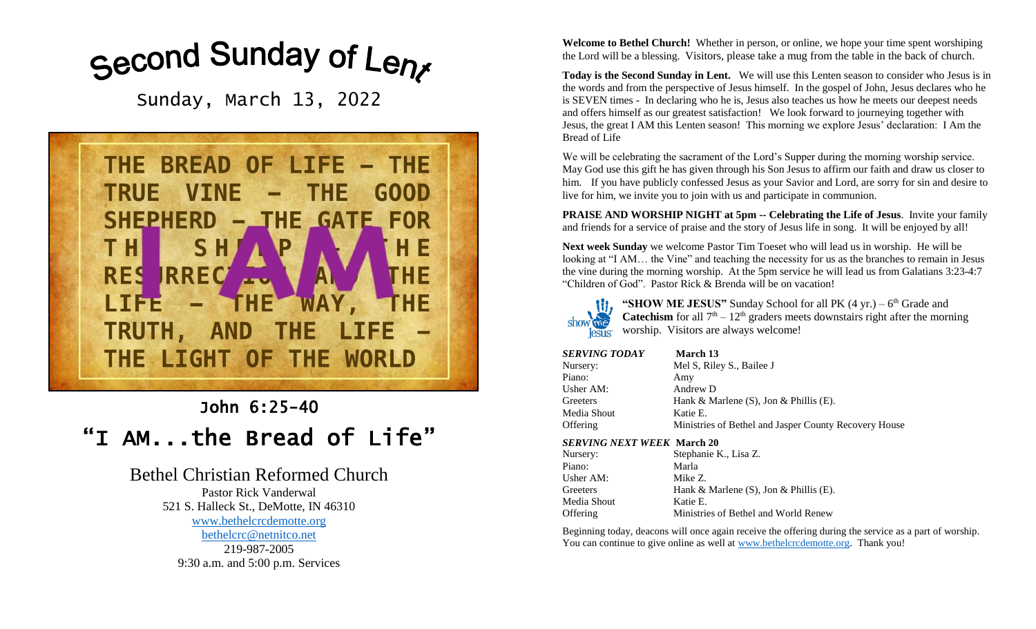# Second Sunday of Lent

Sunday, March 13, 2022

THE BREAD OF LIFE – THE TRUE VINE – THE GOOD SHEPHERD – THE GATE FOR THE SHEEP – THE RESURRECTION AND THE LIFE – THE WAY, THE TRUTH, AND THE LIFE – THE LIGHT OF THE WORLD

I AM

John 6:25-40

## "I AM...the Bread of Life"

### Bethel Christian Reformed Church

Pastor Rick Vanderwal
521 S. Halleck St., DeMotte, IN 46310
www.bethelcrcdemotte.org
bethelcrc@netnitco.net
219-987-2005
9:30 a.m. and 5:00 p.m. Services

**Welcome to Bethel Church!** Whether in person, or online, we hope your time spent worshiping the Lord will be a blessing. Visitors, please take a mug from the table in the back of church.

**Today is the Second Sunday in Lent.** We will use this Lenten season to consider who Jesus is in the words and from the perspective of Jesus himself. In the gospel of John, Jesus declares who he is SEVEN times - In declaring who he is, Jesus also teaches us how he meets our deepest needs and offers himself as our greatest satisfaction! We look forward to journeying together with Jesus, the great I AM this Lenten season! This morning we explore Jesus' declaration: I Am the Bread of Life

We will be celebrating the sacrament of the Lord's Supper during the morning worship service. May God use this gift he has given through his Son Jesus to affirm our faith and draw us closer to him. If you have publicly confessed Jesus as your Savior and Lord, are sorry for sin and desire to live for him, we invite you to join with us and participate in communion.

**PRAISE AND WORSHIP NIGHT at 5pm -- Celebrating the Life of Jesus**. Invite your family and friends for a service of praise and the story of Jesus life in song. It will be enjoyed by all!

**Next week Sunday** we welcome Pastor Tim Toeset who will lead us in worship. He will be looking at "I AM… the Vine" and teaching the necessity for us as the branches to remain in Jesus the vine during the morning worship. At the 5pm service he will lead us from Galatians 3:23-4:7 "Children of God". Pastor Rick & Brenda will be on vacation!

**"SHOW ME JESUS"** Sunday School for all PK (4 yr.) – 6th Grade and **Catechism** for all 7th – 12th graders meets downstairs right after the morning worship. Visitors are always welcome!

| ***SERVING TODAY*** | **March 13** |
|---|---|
| Nursery: | Mel S, Riley S., Bailee J |
| Piano: | Amy |
| Usher AM: | Andrew D |
| Greeters | Hank & Marlene (S), Jon & Phillis (E). |
| Media Shout | Katie E. |
| Offering | Ministries of Bethel and Jasper County Recovery House |

| ***SERVING NEXT WEEK*** | **March 20** |
|---|---|
| Nursery: | Stephanie K., Lisa Z. |
| Piano: | Marla |
| Usher AM: | Mike Z. |
| Greeters | Hank & Marlene (S), Jon & Phillis (E). |
| Media Shout | Katie E. |
| Offering | Ministries of Bethel and World Renew |

Beginning today, deacons will once again receive the offering during the service as a part of worship. You can continue to give online as well at www.bethelcrcdemotte.org. Thank you!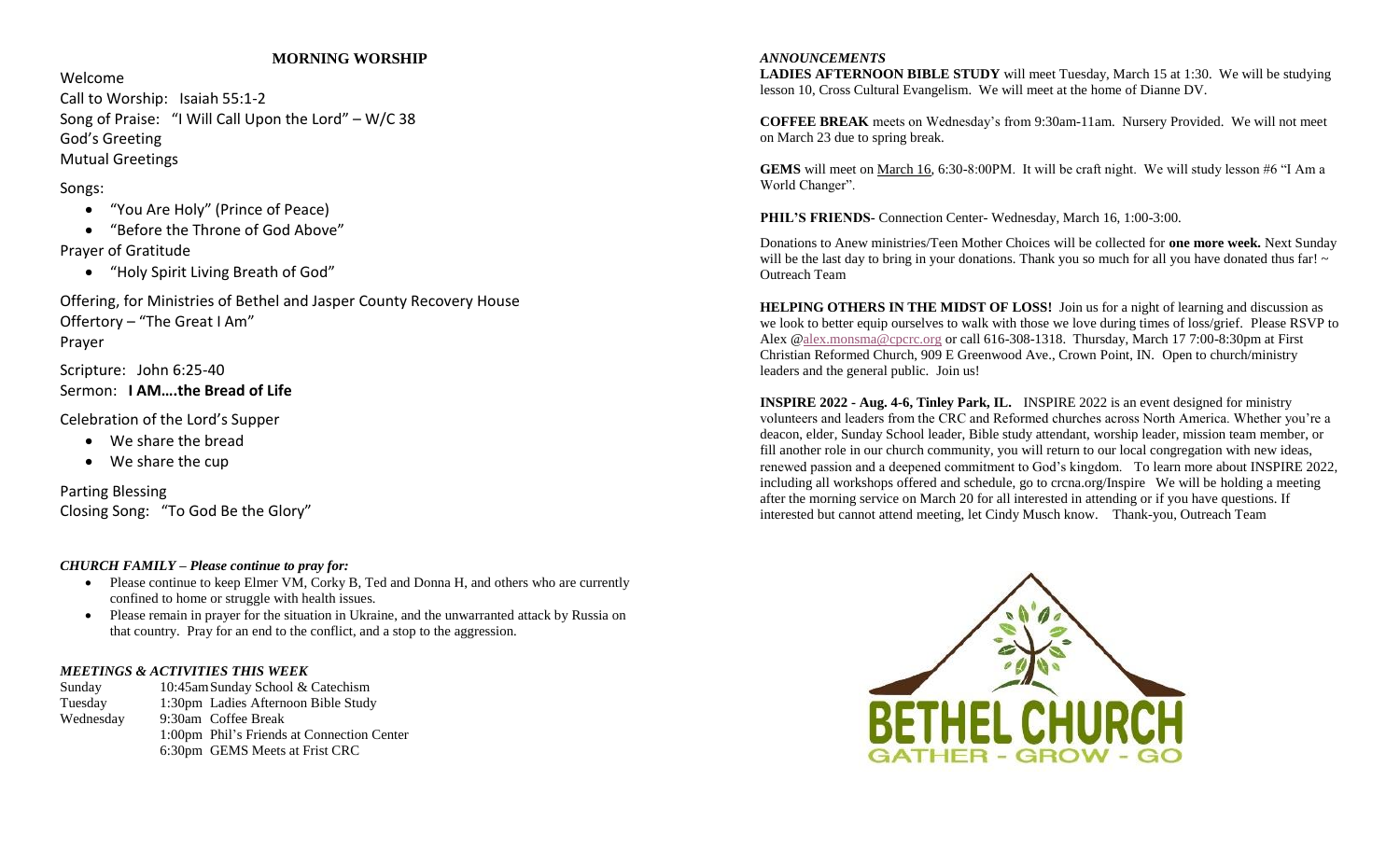## MORNING WORSHIP

Welcome

Call to Worship: Isaiah 55:1-2

Song of Praise: "I Will Call Upon the Lord" – W/C 38

God's Greeting

Mutual Greetings

Songs:

- "You Are Holy" (Prince of Peace)
- "Before the Throne of God Above"

Prayer of Gratitude

- "Holy Spirit Living Breath of God"

Offering, for Ministries of Bethel and Jasper County Recovery House

Offertory – "The Great I Am"

Prayer

Scripture: John 6:25-40

Sermon: **I AM….the Bread of Life**

Celebration of the Lord's Supper

- We share the bread
- We share the cup

Parting Blessing

Closing Song: "To God Be the Glory"

### *CHURCH FAMILY – Please continue to pray for:*

- Please continue to keep Elmer VM, Corky B, Ted and Donna H, and others who are currently confined to home or struggle with health issues.
- Please remain in prayer for the situation in Ukraine, and the unwarranted attack by Russia on that country. Pray for an end to the conflict, and a stop to the aggression.

### *MEETINGS & ACTIVITIES THIS WEEK*

| | |
|---|---|
| Sunday | 10:45am Sunday School & Catechism |
| Tuesday | 1:30pm Ladies Afternoon Bible Study |
| Wednesday | 9:30am Coffee Break |
| | 1:00pm Phil's Friends at Connection Center |
| | 6:30pm GEMS Meets at Frist CRC |

### *ANNOUNCEMENTS*

**LADIES AFTERNOON BIBLE STUDY** will meet Tuesday, March 15 at 1:30. We will be studying lesson 10, Cross Cultural Evangelism. We will meet at the home of Dianne DV.

**COFFEE BREAK** meets on Wednesday's from 9:30am-11am. Nursery Provided. We will not meet on March 23 due to spring break.

**GEMS** will meet on March 16, 6:30-8:00PM. It will be craft night. We will study lesson #6 "I Am a World Changer".

**PHIL'S FRIENDS**- Connection Center- Wednesday, March 16, 1:00-3:00.

Donations to Anew ministries/Teen Mother Choices will be collected for **one more week.** Next Sunday will be the last day to bring in your donations. Thank you so much for all you have donated thus far! ~ Outreach Team

**HELPING OTHERS IN THE MIDST OF LOSS!** Join us for a night of learning and discussion as we look to better equip ourselves to walk with those we love during times of loss/grief. Please RSVP to Alex @alex.monsma@cpcrc.org or call 616-308-1318. Thursday, March 17 7:00-8:30pm at First Christian Reformed Church, 909 E Greenwood Ave., Crown Point, IN. Open to church/ministry leaders and the general public. Join us!

**INSPIRE 2022 - Aug. 4-6, Tinley Park, IL.** INSPIRE 2022 is an event designed for ministry volunteers and leaders from the CRC and Reformed churches across North America. Whether you're a deacon, elder, Sunday School leader, Bible study attendant, worship leader, mission team member, or fill another role in our church community, you will return to our local congregation with new ideas, renewed passion and a deepened commitment to God's kingdom. To learn more about INSPIRE 2022, including all workshops offered and schedule, go to crcna.org/Inspire We will be holding a meeting after the morning service on March 20 for all interested in attending or if you have questions. If interested but cannot attend meeting, let Cindy Musch know. Thank-you, Outreach Team

BETHEL CHURCH
GATHER - GROW - GO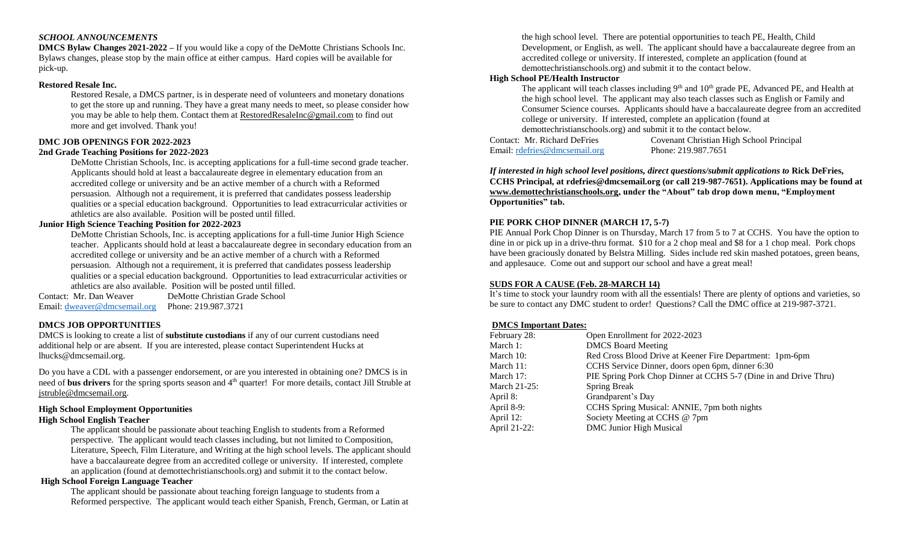***SCHOOL ANNOUNCEMENTS***

**DMCS Bylaw Changes 2021-2022 –** If you would like a copy of the DeMotte Christians Schools Inc. Bylaws changes, please stop by the main office at either campus. Hard copies will be available for pick-up.

**Restored Resale Inc.**

Restored Resale, a DMCS partner, is in desperate need of volunteers and monetary donations to get the store up and running. They have a great many needs to meet, so please consider how you may be able to help them. Contact them at RestoredResaleInc@gmail.com to find out more and get involved. Thank you!

**DMC JOB OPENINGS FOR 2022-2023**

**2nd Grade Teaching Positions for 2022-2023**

DeMotte Christian Schools, Inc. is accepting applications for a full-time second grade teacher. Applicants should hold at least a baccalaureate degree in elementary education from an accredited college or university and be an active member of a church with a Reformed persuasion. Although not a requirement, it is preferred that candidates possess leadership qualities or a special education background. Opportunities to lead extracurricular activities or athletics are also available. Position will be posted until filled.

**Junior High Science Teaching Position for 2022-2023**

DeMotte Christian Schools, Inc. is accepting applications for a full-time Junior High Science teacher. Applicants should hold at least a baccalaureate degree in secondary education from an accredited college or university and be an active member of a church with a Reformed persuasion. Although not a requirement, it is preferred that candidates possess leadership qualities or a special education background. Opportunities to lead extracurricular activities or athletics are also available. Position will be posted until filled.

Contact: Mr. Dan Weaver DeMotte Christian Grade School
Email: dweaver@dmcsemail.org Phone: 219.987.3721

**DMCS JOB OPPORTUNITIES**

DMCS is looking to create a list of **substitute custodians** if any of our current custodians need additional help or are absent. If you are interested, please contact Superintendent Hucks at lhucks@dmcsemail.org.

Do you have a CDL with a passenger endorsement, or are you interested in obtaining one? DMCS is in need of **bus drivers** for the spring sports season and 4th quarter! For more details, contact Jill Struble at jstruble@dmcsemail.org.

**High School Employment Opportunities**

**High School English Teacher**

The applicant should be passionate about teaching English to students from a Reformed perspective. The applicant would teach classes including, but not limited to Composition, Literature, Speech, Film Literature, and Writing at the high school levels. The applicant should have a baccalaureate degree from an accredited college or university. If interested, complete an application (found at demottechristianschools.org) and submit it to the contact below.

**High School Foreign Language Teacher**

The applicant should be passionate about teaching foreign language to students from a Reformed perspective. The applicant would teach either Spanish, French, German, or Latin at the high school level. There are potential opportunities to teach PE, Health, Child Development, or English, as well. The applicant should have a baccalaureate degree from an accredited college or university. If interested, complete an application (found at demottechristianschools.org) and submit it to the contact below.

**High School PE/Health Instructor**

The applicant will teach classes including 9th and 10th grade PE, Advanced PE, and Health at the high school level. The applicant may also teach classes such as English or Family and Consumer Science courses. Applicants should have a baccalaureate degree from an accredited college or university. If interested, complete an application (found at demottechristianschools.org) and submit it to the contact below.

Contact: Mr. Richard DeFries Covenant Christian High School Principal
Email: rdefries@dmcsemail.org Phone: 219.987.7651

***If interested in high school level positions, direct questions/submit applications to* Rick DeFries, CCHS Principal, at rdefries@dmcsemail.org (or call 219-987-7651). Applications may be found at www.demottechristianschools.org, under the "About" tab drop down menu, "Employment Opportunities" tab.**

**PIE PORK CHOP DINNER (MARCH 17, 5-7)**

PIE Annual Pork Chop Dinner is on Thursday, March 17 from 5 to 7 at CCHS. You have the option to dine in or pick up in a drive-thru format. $10 for a 2 chop meal and $8 for a 1 chop meal. Pork chops have been graciously donated by Belstra Milling. Sides include red skin mashed potatoes, green beans, and applesauce. Come out and support our school and have a great meal!

**SUDS FOR A CAUSE (Feb. 28-MARCH 14)**

It's time to stock your laundry room with all the essentials! There are plenty of options and varieties, so be sure to contact any DMC student to order! Questions? Call the DMC office at 219-987-3721.

**DMCS Important Dates:**

| | |
|---|---|
| February 28: | Open Enrollment for 2022-2023 |
| March 1: | DMCS Board Meeting |
| March 10: | Red Cross Blood Drive at Keener Fire Department: 1pm-6pm |
| March 11: | CCHS Service Dinner, doors open 6pm, dinner 6:30 |
| March 17: | PIE Spring Pork Chop Dinner at CCHS 5-7 (Dine in and Drive Thru) |
| March 21-25: | Spring Break |
| April 8: | Grandparent's Day |
| April 8-9: | CCHS Spring Musical: ANNIE, 7pm both nights |
| April 12: | Society Meeting at CCHS @ 7pm |
| April 21-22: | DMC Junior High Musical |